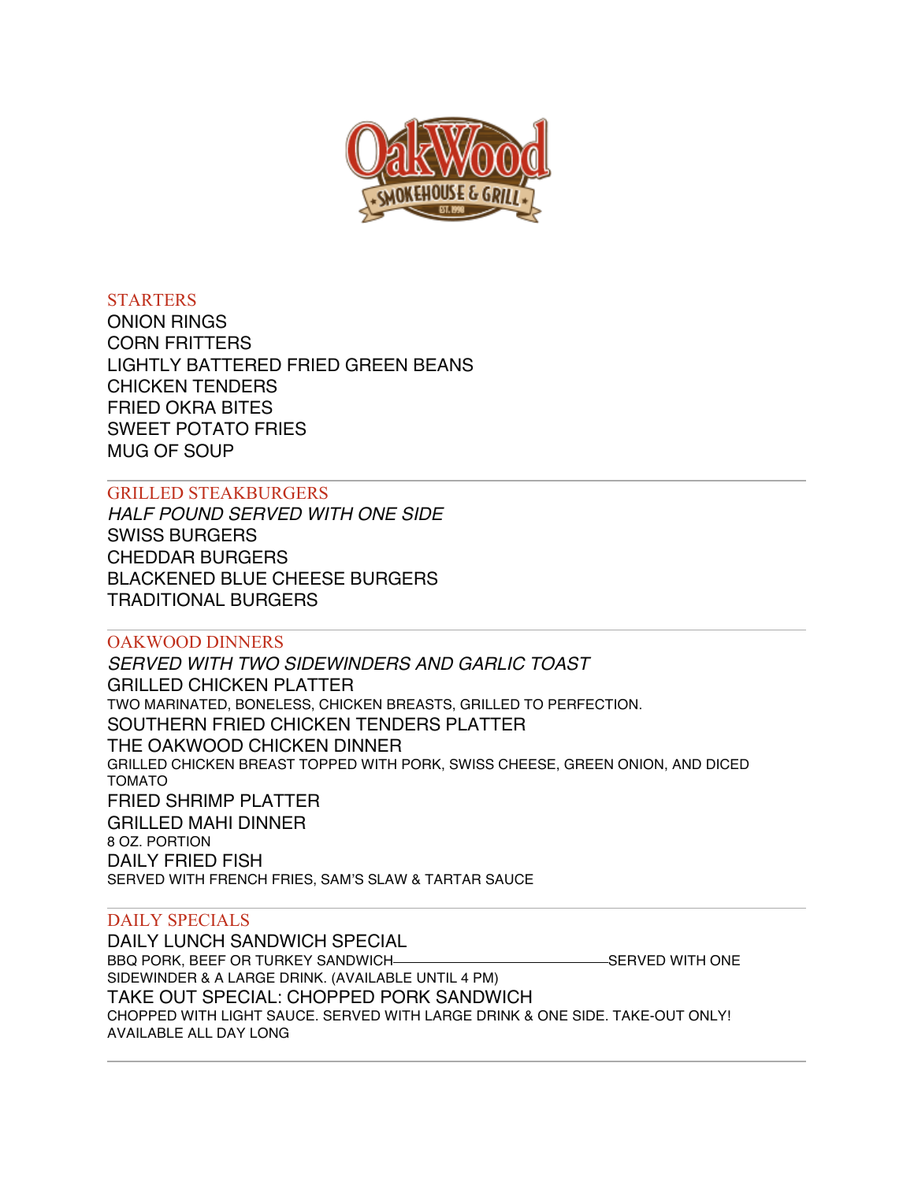OakWood Smokehouse & Grill EST. 1990

## STARTERS

ONION RINGS
CORN FRITTERS
LIGHTLY BATTERED FRIED GREEN BEANS
CHICKEN TENDERS
FRIED OKRA BITES
SWEET POTATO FRIES
MUG OF SOUP

---

## GRILLED STEAKBURGERS

*HALF POUND SERVED WITH ONE SIDE*

SWISS BURGERS
CHEDDAR BURGERS
BLACKENED BLUE CHEESE BURGERS
TRADITIONAL BURGERS

---

## OAKWOOD DINNERS

*SERVED WITH TWO SIDEWINDERS AND GARLIC TOAST*

GRILLED CHICKEN PLATTER
TWO MARINATED, BONELESS, CHICKEN BREASTS, GRILLED TO PERFECTION.

SOUTHERN FRIED CHICKEN TENDERS PLATTER

THE OAKWOOD CHICKEN DINNER
GRILLED CHICKEN BREAST TOPPED WITH PORK, SWISS CHEESE, GREEN ONION, AND DICED TOMATO

FRIED SHRIMP PLATTER

GRILLED MAHI DINNER
8 OZ. PORTION

DAILY FRIED FISH
SERVED WITH FRENCH FRIES, SAM'S SLAW & TARTAR SAUCE

---

## DAILY SPECIALS

DAILY LUNCH SANDWICH SPECIAL
BBQ PORK, BEEF OR TURKEY SANDWICH SERVED WITH ONE SIDEWINDER & A LARGE DRINK. (AVAILABLE UNTIL 4 PM)

TAKE OUT SPECIAL: CHOPPED PORK SANDWICH
CHOPPED WITH LIGHT SAUCE. SERVED WITH LARGE DRINK & ONE SIDE. TAKE-OUT ONLY! AVAILABLE ALL DAY LONG

---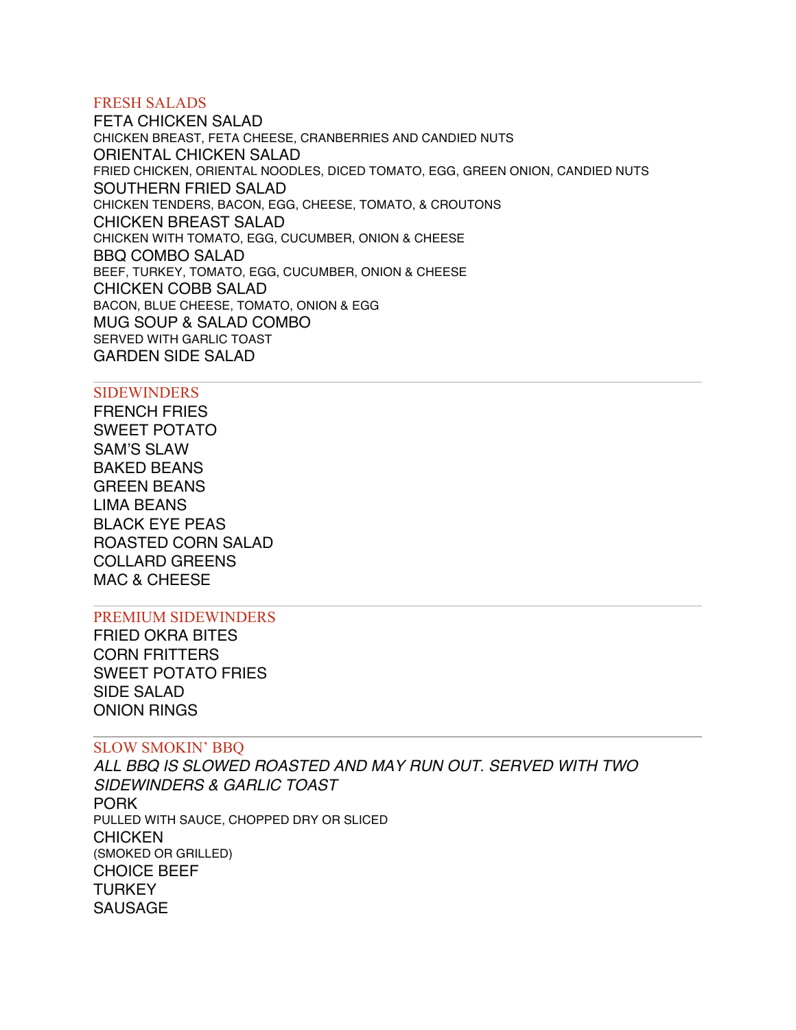## FRESH SALADS

### FETA CHICKEN SALAD
CHICKEN BREAST, FETA CHEESE, CRANBERRIES AND CANDIED NUTS

### ORIENTAL CHICKEN SALAD
FRIED CHICKEN, ORIENTAL NOODLES, DICED TOMATO, EGG, GREEN ONION, CANDIED NUTS

### SOUTHERN FRIED SALAD
CHICKEN TENDERS, BACON, EGG, CHEESE, TOMATO, & CROUTONS

### CHICKEN BREAST SALAD
CHICKEN WITH TOMATO, EGG, CUCUMBER, ONION & CHEESE

### BBQ COMBO SALAD
BEEF, TURKEY, TOMATO, EGG, CUCUMBER, ONION & CHEESE

### CHICKEN COBB SALAD
BACON, BLUE CHEESE, TOMATO, ONION & EGG

### MUG SOUP & SALAD COMBO
SERVED WITH GARLIC TOAST

### GARDEN SIDE SALAD

---

## SIDEWINDERS

FRENCH FRIES
SWEET POTATO
SAM'S SLAW
BAKED BEANS
GREEN BEANS
LIMA BEANS
BLACK EYE PEAS
ROASTED CORN SALAD
COLLARD GREENS
MAC & CHEESE

---

## PREMIUM SIDEWINDERS

FRIED OKRA BITES
CORN FRITTERS
SWEET POTATO FRIES
SIDE SALAD
ONION RINGS

---

## SLOW SMOKIN' BBQ

*ALL BBQ IS SLOWED ROASTED AND MAY RUN OUT. SERVED WITH TWO SIDEWINDERS & GARLIC TOAST*

### PORK
PULLED WITH SAUCE, CHOPPED DRY OR SLICED

### CHICKEN
(SMOKED OR GRILLED)

### CHOICE BEEF

### TURKEY

### SAUSAGE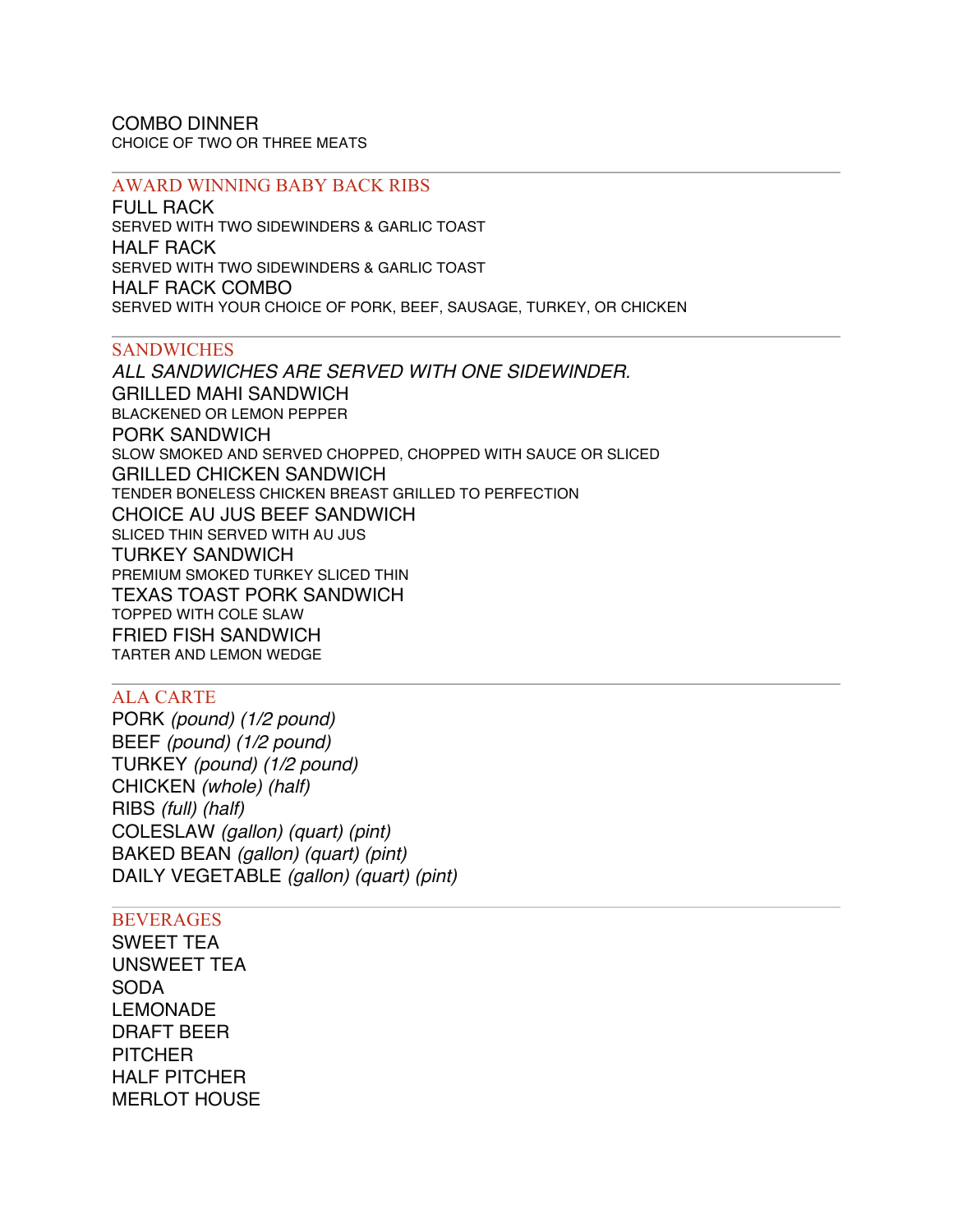COMBO DINNER
CHOICE OF TWO OR THREE MEATS

---

## AWARD WINNING BABY BACK RIBS

FULL RACK
SERVED WITH TWO SIDEWINDERS & GARLIC TOAST

HALF RACK
SERVED WITH TWO SIDEWINDERS & GARLIC TOAST

HALF RACK COMBO
SERVED WITH YOUR CHOICE OF PORK, BEEF, SAUSAGE, TURKEY, OR CHICKEN

---

## SANDWICHES

*ALL SANDWICHES ARE SERVED WITH ONE SIDEWINDER.*

GRILLED MAHI SANDWICH
BLACKENED OR LEMON PEPPER

PORK SANDWICH
SLOW SMOKED AND SERVED CHOPPED, CHOPPED WITH SAUCE OR SLICED

GRILLED CHICKEN SANDWICH
TENDER BONELESS CHICKEN BREAST GRILLED TO PERFECTION

CHOICE AU JUS BEEF SANDWICH
SLICED THIN SERVED WITH AU JUS

TURKEY SANDWICH
PREMIUM SMOKED TURKEY SLICED THIN

TEXAS TOAST PORK SANDWICH
TOPPED WITH COLE SLAW

FRIED FISH SANDWICH
TARTER AND LEMON WEDGE

---

## ALA CARTE

PORK *(pound) (1/2 pound)*
BEEF *(pound) (1/2 pound)*
TURKEY *(pound) (1/2 pound)*
CHICKEN *(whole) (half)*
RIBS *(full) (half)*
COLESLAW *(gallon) (quart) (pint)*
BAKED BEAN *(gallon) (quart) (pint)*
DAILY VEGETABLE *(gallon) (quart) (pint)*

---

## BEVERAGES

SWEET TEA
UNSWEET TEA
SODA
LEMONADE
DRAFT BEER
PITCHER
HALF PITCHER
MERLOT HOUSE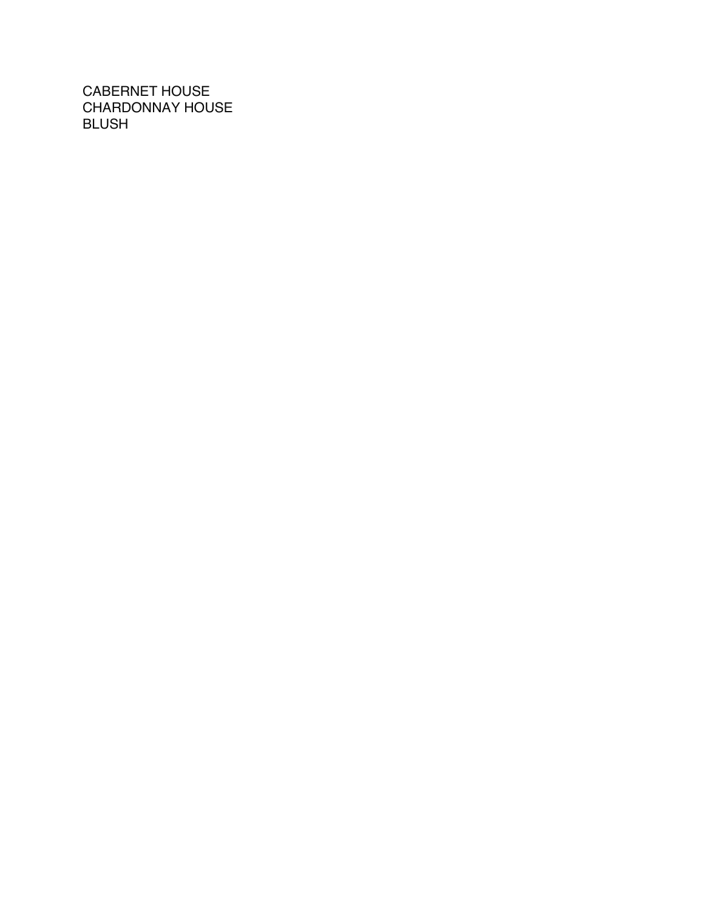CABERNET HOUSE
CHARDONNAY HOUSE
BLUSH